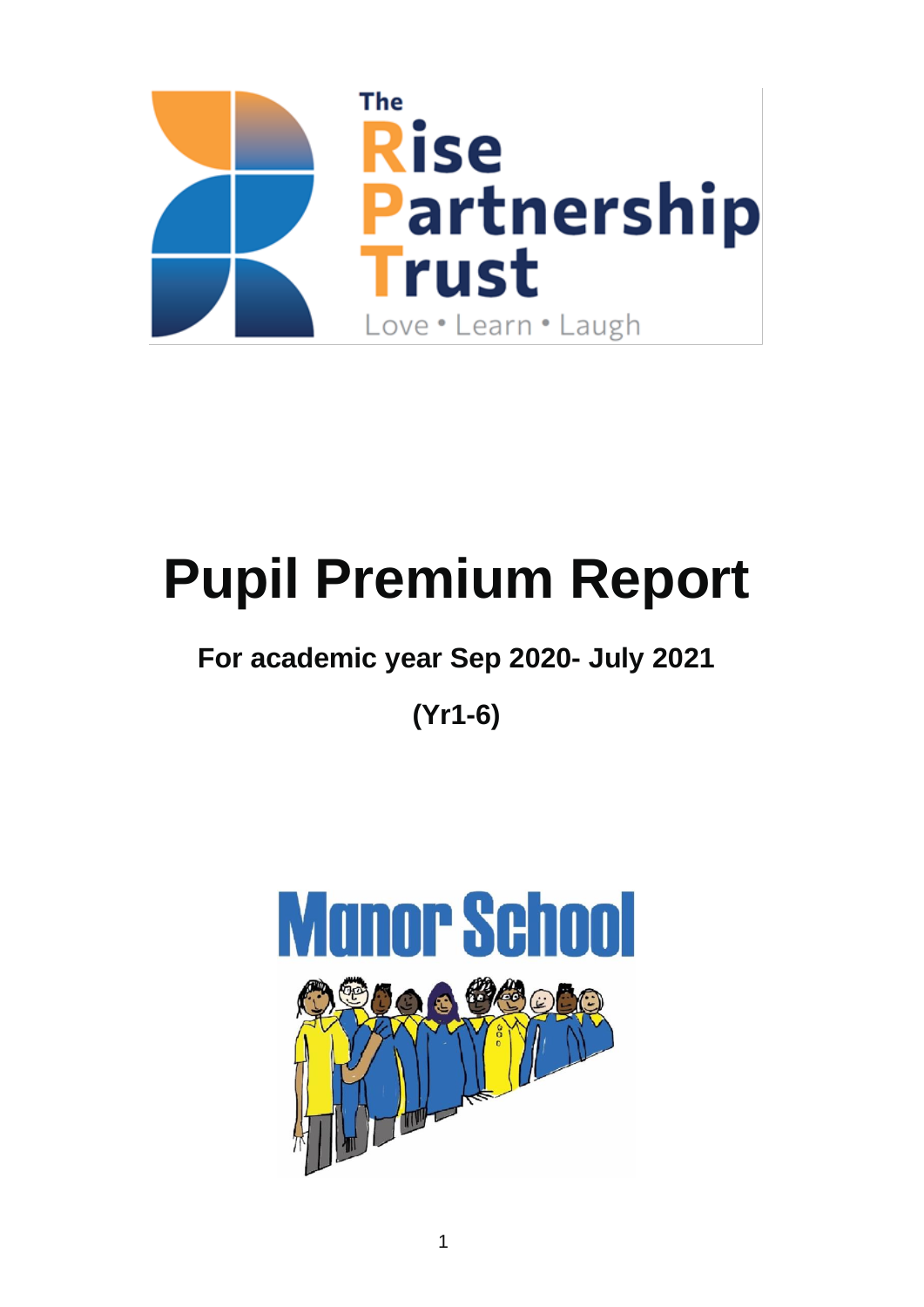The Rise Partnership Trust

Love • Learn • Laugh

# Pupil Premium Report

## For academic year Sep 2020- July 2021

## (Yr1-6)

Manor School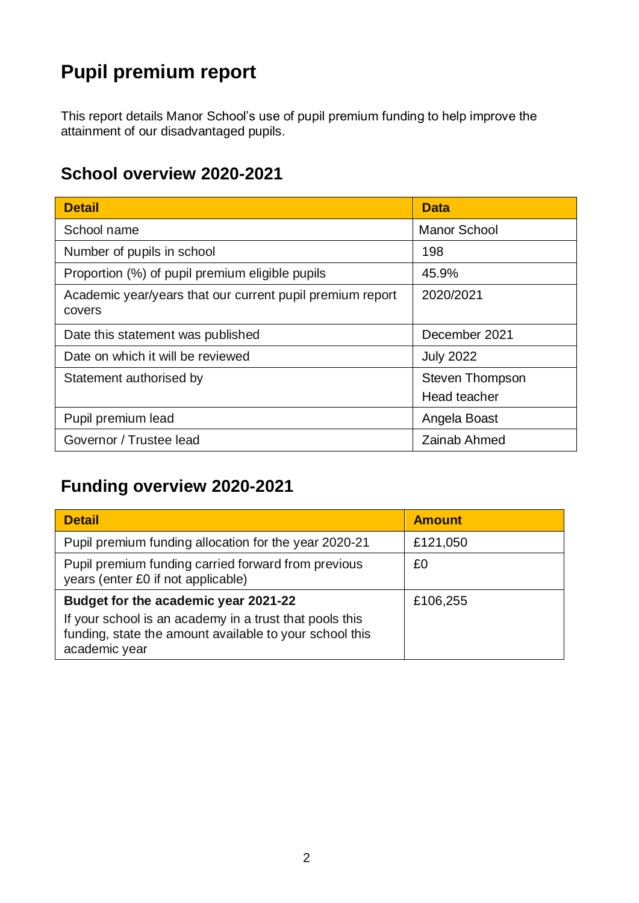# Pupil premium report

This report details Manor School's use of pupil premium funding to help improve the attainment of our disadvantaged pupils.

## School overview 2020-2021

| Detail | Data |
| --- | --- |
| School name | Manor School |
| Number of pupils in school | 198 |
| Proportion (%) of pupil premium eligible pupils | 45.9% |
| Academic year/years that our current pupil premium report covers | 2020/2021 |
| Date this statement was published | December 2021 |
| Date on which it will be reviewed | July 2022 |
| Statement authorised by | Steven Thompson<br>Head teacher |
| Pupil premium lead | Angela Boast |
| Governor / Trustee lead | Zainab Ahmed |

## Funding overview 2020-2021

| Detail | Amount |
| --- | --- |
| Pupil premium funding allocation for the year 2020-21 | £121,050 |
| Pupil premium funding carried forward from previous years (enter £0 if not applicable) | £0 |
| **Budget for the academic year 2021-22**<br>If your school is an academy in a trust that pools this funding, state the amount available to your school this academic year | £106,255 |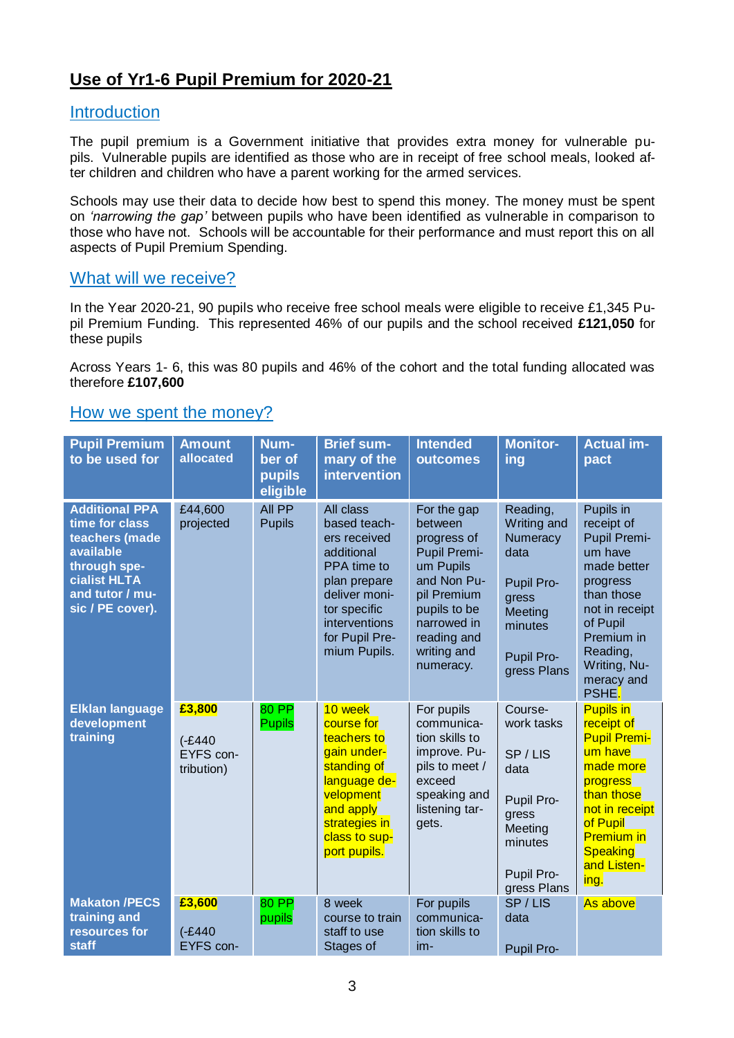# Use of Yr1-6 Pupil Premium for 2020-21

## Introduction

The pupil premium is a Government initiative that provides extra money for vulnerable pupils. Vulnerable pupils are identified as those who are in receipt of free school meals, looked after children and children who have a parent working for the armed services.

Schools may use their data to decide how best to spend this money. The money must be spent on *'narrowing the gap'* between pupils who have been identified as vulnerable in comparison to those who have not. Schools will be accountable for their performance and must report this on all aspects of Pupil Premium Spending.

## What will we receive?

In the Year 2020-21, 90 pupils who receive free school meals were eligible to receive £1,345 Pupil Premium Funding. This represented 46% of our pupils and the school received **£121,050** for these pupils

Across Years 1- 6, this was 80 pupils and 46% of the cohort and the total funding allocated was therefore **£107,600**

## How we spent the money?

| Pupil Premium to be used for | Amount allocated | Number of pupils eligible | Brief summary of the intervention | Intended outcomes | Monitoring | Actual impact |
|---|---|---|---|---|---|---|
| **Additional PPA time for class teachers (made available through specialist HLTA and tutor / music / PE cover).** | £44,600 projected | All PP Pupils | All class based teachers received additional PPA time to plan prepare deliver monitor specific interventions for Pupil Premium Pupils. | For the gap between progress of Pupil Premium Pupils and Non Pupil Premium pupils to be narrowed in reading and writing and numeracy. | Reading, Writing and Numeracy data<br><br>Pupil Progress Meeting minutes<br><br>Pupil Progress Plans | Pupils in receipt of Pupil Premium have made better progress than those not in receipt of Pupil Premium in Reading, Writing, Numeracy and PSHE. |
| **Elklan language development training** | **£3,800**<br><br>(-£440 EYFS contribution) | 80 PP Pupils | 10 week course for teachers to gain understanding of language development and apply strategies in class to support pupils. | For pupils communication skills to improve. Pupils to meet / exceed speaking and listening targets. | Course-work tasks<br><br>SP / LIS data<br><br>Pupil Progress Meeting minutes<br><br>Pupil Progress Plans | Pupils in receipt of Pupil Premium have made more progress than those not in receipt of Pupil Premium in Speaking and Listening. |
| **Makaton /PECS training and resources for staff** | **£3,600**<br><br>(-£440 EYFS con- | 80 PP pupils | 8 week course to train staff to use Stages of | For pupils communication skills to im- | SP / LIS data<br><br>Pupil Pro- | As above |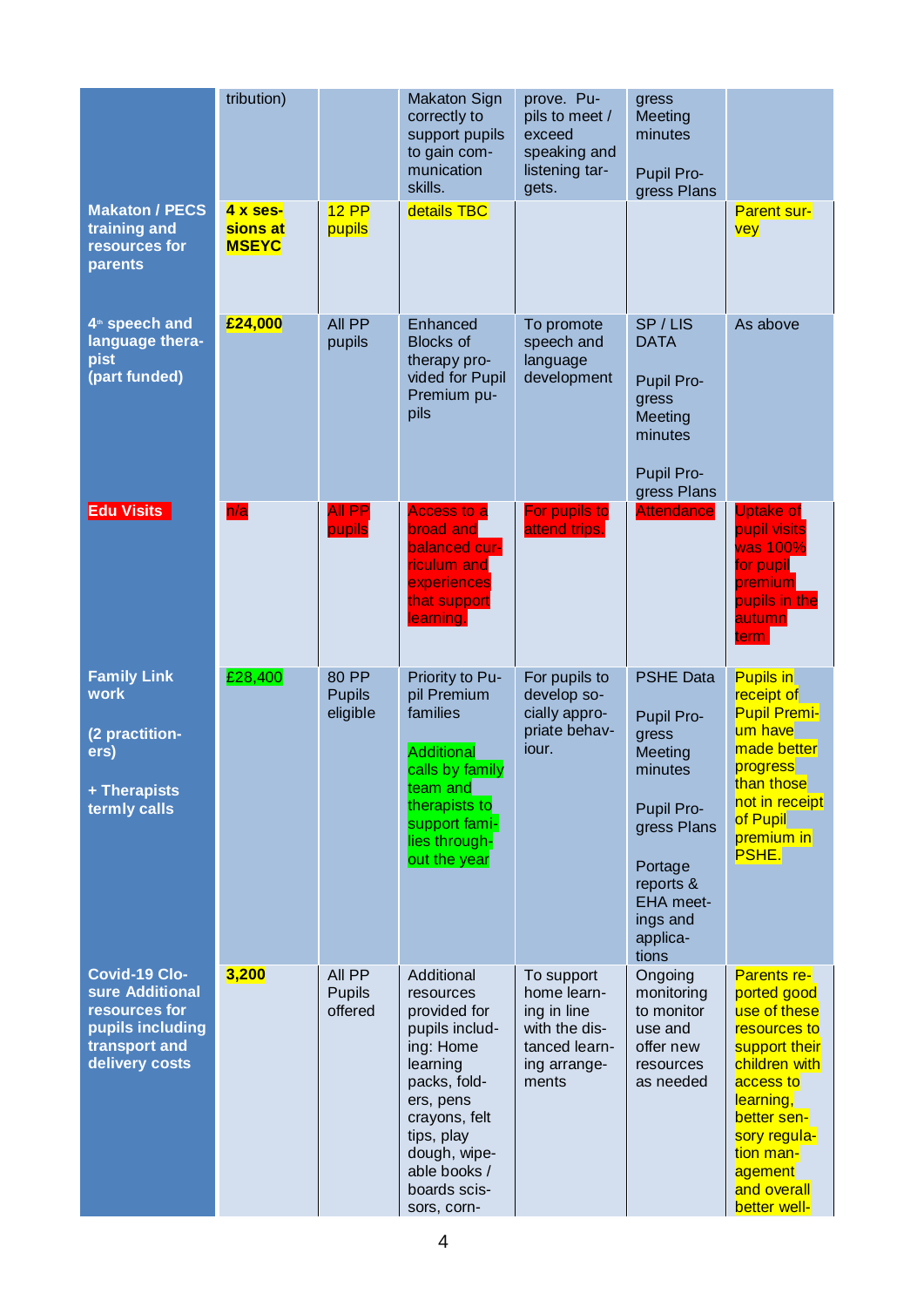| | | | | | | |
|---|---|---|---|---|---|---|
| | tribution) | | Makaton Sign correctly to support pupils to gain communication skills. | prove. Pupils to meet / exceed speaking and listening targets. | gress Meeting minutes<br><br>Pupil Progress Plans | |
| **Makaton / PECS training and resources for parents** | **4 x sessions at MSEYC** | 12 PP pupils | details TBC | | | Parent survey |
| **4th speech and language therapist (part funded)** | **£24,000** | All PP pupils | Enhanced Blocks of therapy provided for Pupil Premium pupils | To promote speech and language development | SP / LIS DATA<br><br>Pupil Progress Meeting minutes<br><br>Pupil Progress Plans | As above |
| **Edu Visits** | n/a | All PP pupils | Access to a broad and balanced curriculum and experiences that support learning. | For pupils to attend trips. | Attendance | Uptake of pupil visits was 100% for pupil premium pupils in the autumn term |
| **Family Link work**<br><br>**(2 practitioners)**<br><br>**+ Therapists termly calls** | £28,400 | 80 PP Pupils eligible | Priority to Pupil Premium families<br><br>Additional calls by family team and therapists to support families throughout the year | For pupils to develop socially appropriate behaviour. | PSHE Data<br><br>Pupil Progress Meeting minutes<br><br>Pupil Progress Plans<br><br>Portage reports & EHA meetings and applications | Pupils in receipt of Pupil Premium have made better progress than those not in receipt of Pupil premium in PSHE. |
| **Covid-19 Closure Additional resources for pupils including transport and delivery costs** | **3,200** | All PP Pupils offered | Additional resources provided for pupils including: Home learning packs, folders, pens crayons, felt tips, play dough, wipeable books / boards scissors, corn- | To support home learning in line with the distanced learning arrangements | Ongoing monitoring to monitor use and offer new resources as needed | Parents reported good use of these resources to support their children with access to learning, better sensory regulation management and overall better well- |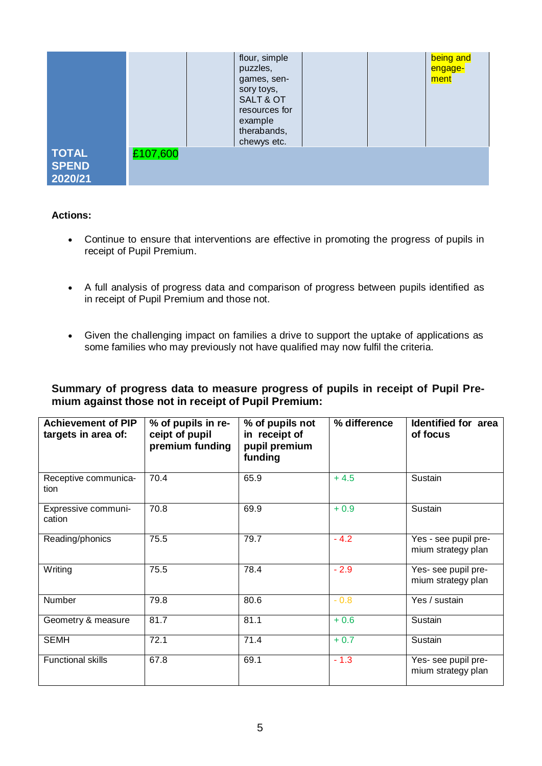| | | | | | | |
|---|---|---|---|---|---|---|
| | | | flour, simple puzzles, games, sensory toys, SALT & OT resources for example therabands, chewys etc. | | | being and engagement |
| **TOTAL SPEND 2020/21** | £107,600 | | | | | |

**Actions:**

- Continue to ensure that interventions are effective in promoting the progress of pupils in receipt of Pupil Premium.
- A full analysis of progress data and comparison of progress between pupils identified as in receipt of Pupil Premium and those not.
- Given the challenging impact on families a drive to support the uptake of applications as some families who may previously not have qualified may now fulfil the criteria.

**Summary of progress data to measure progress of pupils in receipt of Pupil Premium against those not in receipt of Pupil Premium:**

| Achievement of PIP targets in area of: | % of pupils in receipt of pupil premium funding | % of pupils not in receipt of pupil premium funding | % difference | Identified for area of focus |
|---|---|---|---|---|
| Receptive communication | 70.4 | 65.9 | + 4.5 | Sustain |
| Expressive communication | 70.8 | 69.9 | + 0.9 | Sustain |
| Reading/phonics | 75.5 | 79.7 | - 4.2 | Yes - see pupil premium strategy plan |
| Writing | 75.5 | 78.4 | - 2.9 | Yes- see pupil premium strategy plan |
| Number | 79.8 | 80.6 | - 0.8 | Yes / sustain |
| Geometry & measure | 81.7 | 81.1 | + 0.6 | Sustain |
| SEMH | 72.1 | 71.4 | + 0.7 | Sustain |
| Functional skills | 67.8 | 69.1 | - 1.3 | Yes- see pupil premium strategy plan |